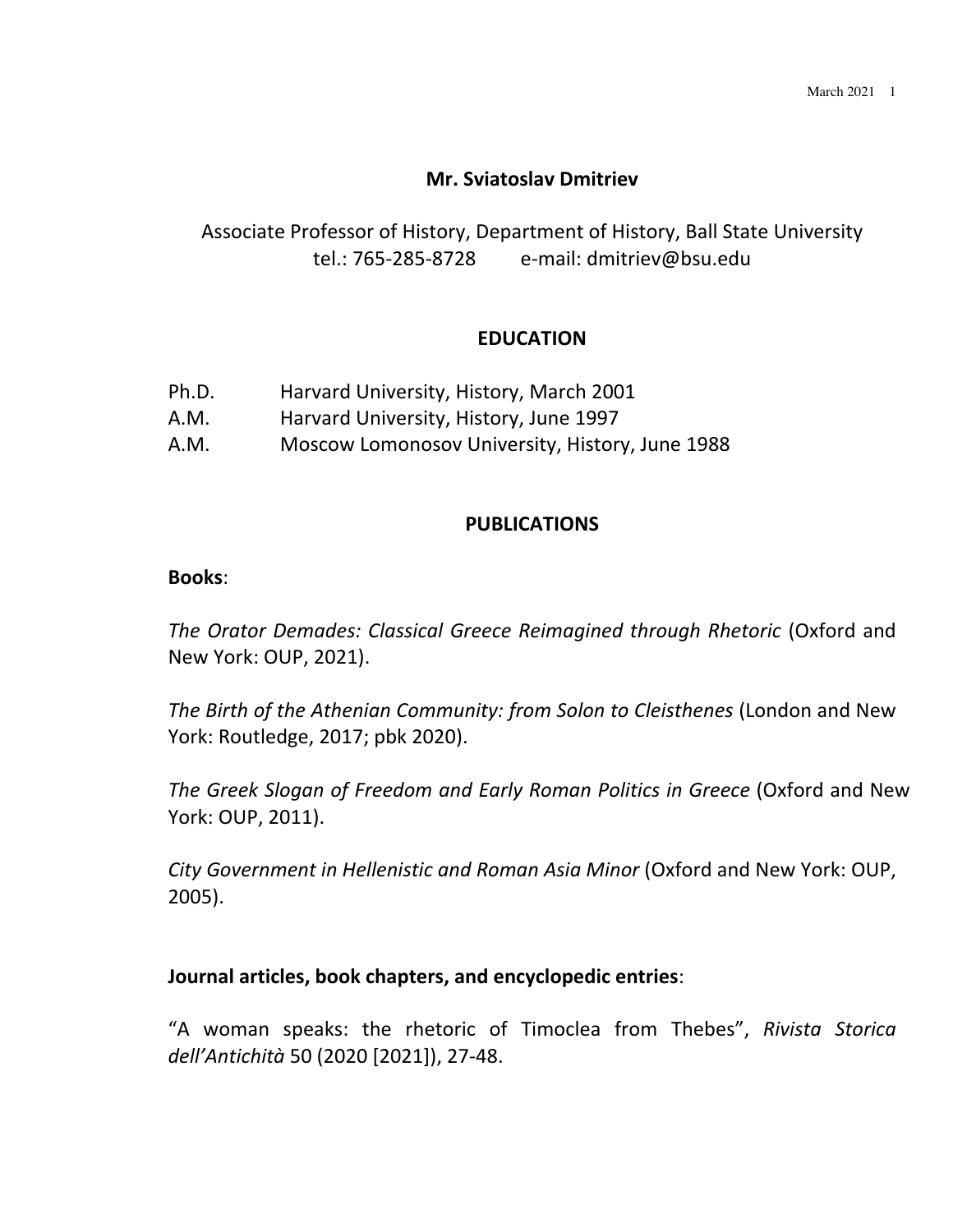# Mr. Sviatoslav Dmitriev

Associate Professor of History, Department of History, Ball State University
tel.: 765-285-8728 e-mail: dmitriev@bsu.edu

## EDUCATION

Ph.D. Harvard University, History, March 2001
A.M. Harvard University, History, June 1997
A.M. Moscow Lomonosov University, History, June 1988

## PUBLICATIONS

**Books**:

*The Orator Demades: Classical Greece Reimagined through Rhetoric* (Oxford and New York: OUP, 2021).

*The Birth of the Athenian Community: from Solon to Cleisthenes* (London and New York: Routledge, 2017; pbk 2020).

*The Greek Slogan of Freedom and Early Roman Politics in Greece* (Oxford and New York: OUP, 2011).

*City Government in Hellenistic and Roman Asia Minor* (Oxford and New York: OUP, 2005).

**Journal articles, book chapters, and encyclopedic entries**:

"A woman speaks: the rhetoric of Timoclea from Thebes", *Rivista Storica dell'Antichità* 50 (2020 [2021]), 27-48.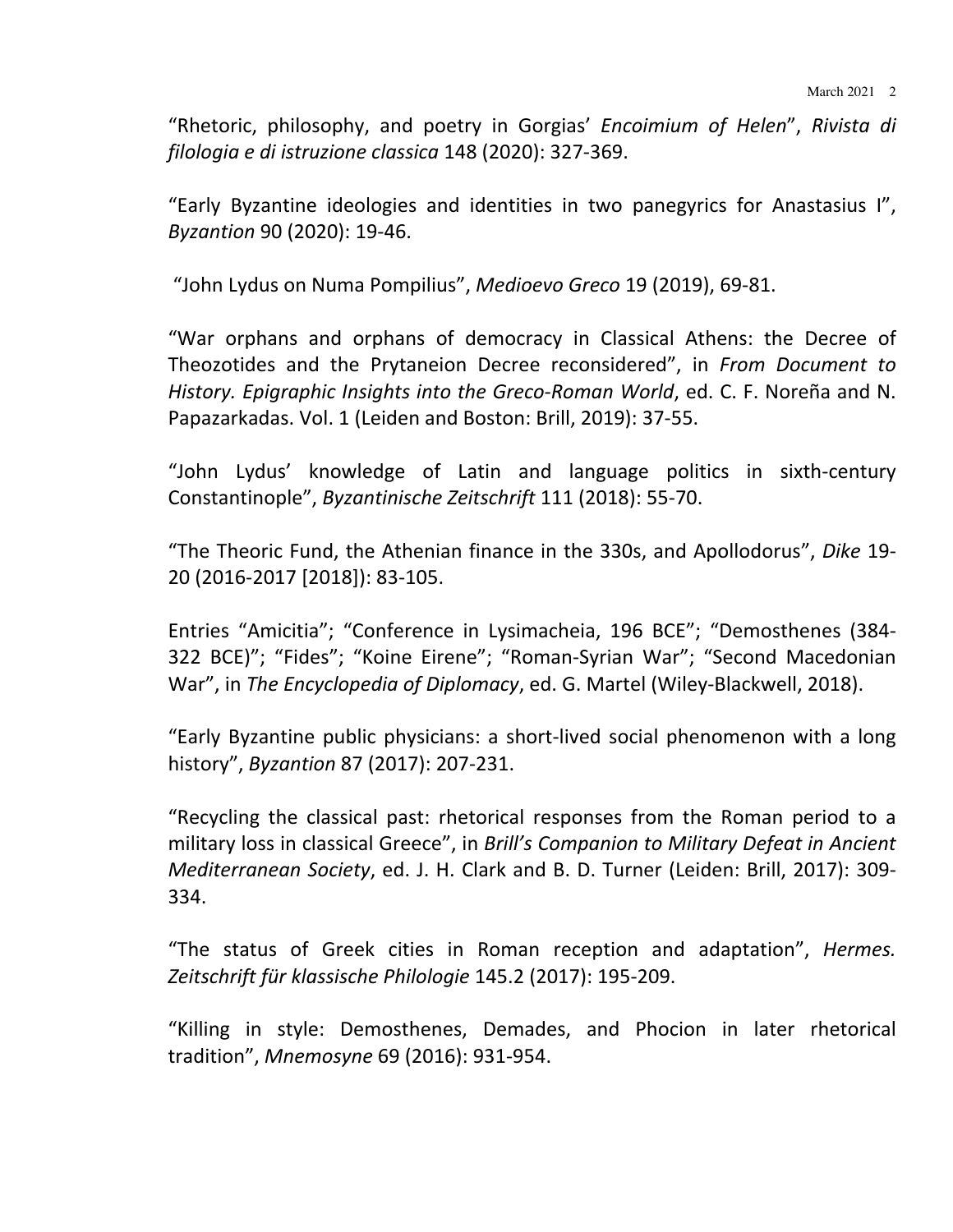“Rhetoric, philosophy, and poetry in Gorgias’ *Encoimium of Helen*”, *Rivista di filologia e di istruzione classica* 148 (2020): 327-369.

“Early Byzantine ideologies and identities in two panegyrics for Anastasius I”, *Byzantion* 90 (2020): 19-46.

“John Lydus on Numa Pompilius”, *Medioevo Greco* 19 (2019), 69-81.

“War orphans and orphans of democracy in Classical Athens: the Decree of Theozotides and the Prytaneion Decree reconsidered”, in *From Document to History. Epigraphic Insights into the Greco-Roman World*, ed. C. F. Noreña and N. Papazarkadas. Vol. 1 (Leiden and Boston: Brill, 2019): 37-55.

“John Lydus’ knowledge of Latin and language politics in sixth-century Constantinople”, *Byzantinische Zeitschrift* 111 (2018): 55-70.

“The Theoric Fund, the Athenian finance in the 330s, and Apollodorus”, *Dike* 19-20 (2016-2017 [2018]): 83-105.

Entries “Amicitia”; “Conference in Lysimacheia, 196 BCE”; “Demosthenes (384-322 BCE)”; “Fides”; “Koine Eirene”; “Roman-Syrian War”; “Second Macedonian War”, in *The Encyclopedia of Diplomacy*, ed. G. Martel (Wiley-Blackwell, 2018).

“Early Byzantine public physicians: a short-lived social phenomenon with a long history”, *Byzantion* 87 (2017): 207-231.

“Recycling the classical past: rhetorical responses from the Roman period to a military loss in classical Greece”, in *Brill’s Companion to Military Defeat in Ancient Mediterranean Society*, ed. J. H. Clark and B. D. Turner (Leiden: Brill, 2017): 309-334.

“The status of Greek cities in Roman reception and adaptation”, *Hermes. Zeitschrift für klassische Philologie* 145.2 (2017): 195-209.

“Killing in style: Demosthenes, Demades, and Phocion in later rhetorical tradition”, *Mnemosyne* 69 (2016): 931-954.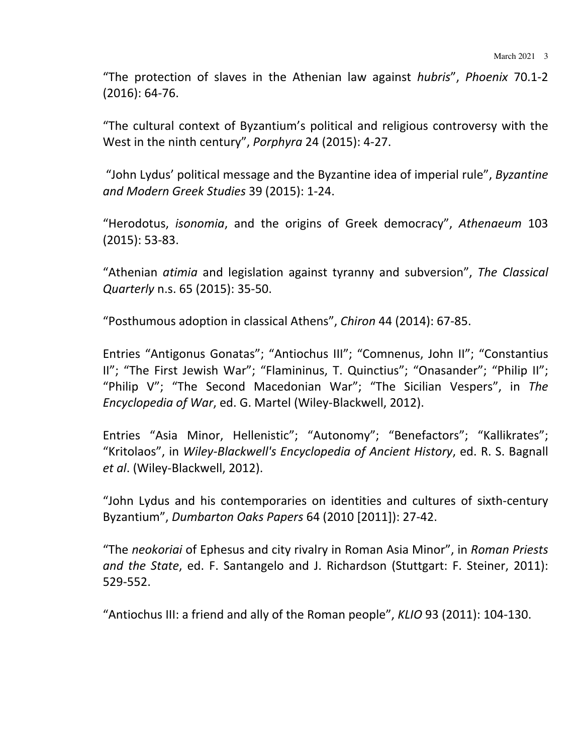“The protection of slaves in the Athenian law against *hubris*”, *Phoenix* 70.1-2 (2016): 64-76.

“The cultural context of Byzantium’s political and religious controversy with the West in the ninth century”, *Porphyra* 24 (2015): 4-27.

“John Lydus’ political message and the Byzantine idea of imperial rule”, *Byzantine and Modern Greek Studies* 39 (2015): 1-24.

“Herodotus, *isonomia*, and the origins of Greek democracy”, *Athenaeum* 103 (2015): 53-83.

“Athenian *atimia* and legislation against tyranny and subversion”, *The Classical Quarterly* n.s. 65 (2015): 35-50.

“Posthumous adoption in classical Athens”, *Chiron* 44 (2014): 67-85.

Entries “Antigonus Gonatas”; “Antiochus III”; “Comnenus, John II”; “Constantius II”; “The First Jewish War”; “Flamininus, T. Quinctius”; “Onasander”; “Philip II”; “Philip V”; “The Second Macedonian War”; “The Sicilian Vespers”, in *The Encyclopedia of War*, ed. G. Martel (Wiley-Blackwell, 2012).

Entries “Asia Minor, Hellenistic”; “Autonomy”; “Benefactors”; “Kallikrates”; “Kritolaos”, in *Wiley-Blackwell's Encyclopedia of Ancient History*, ed. R. S. Bagnall *et al*. (Wiley-Blackwell, 2012).

“John Lydus and his contemporaries on identities and cultures of sixth-century Byzantium”, *Dumbarton Oaks Papers* 64 (2010 [2011]): 27-42.

“The *neokoriai* of Ephesus and city rivalry in Roman Asia Minor”, in *Roman Priests and the State*, ed. F. Santangelo and J. Richardson (Stuttgart: F. Steiner, 2011): 529-552.

“Antiochus III: a friend and ally of the Roman people”, *KLIO* 93 (2011): 104-130.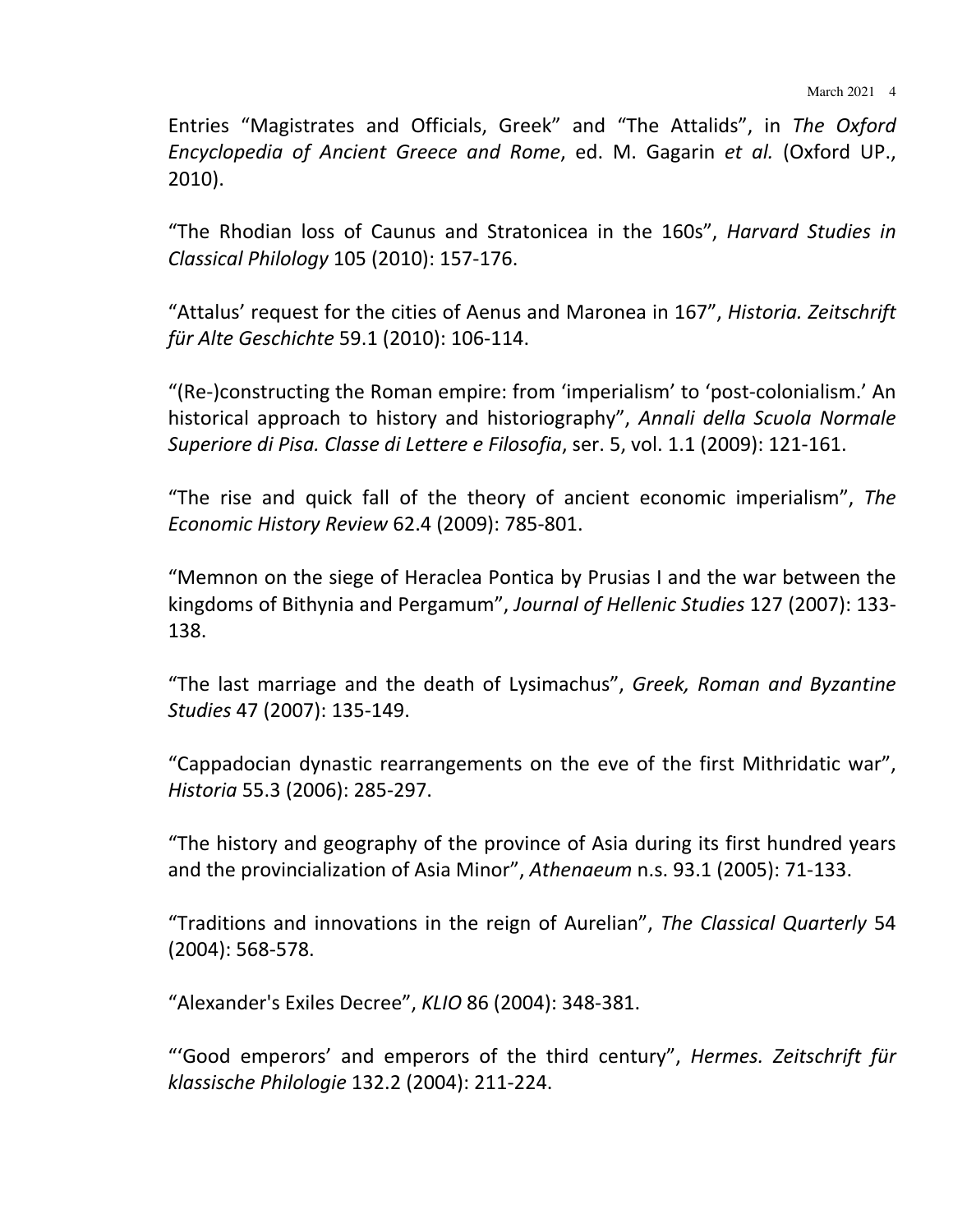Entries "Magistrates and Officials, Greek" and "The Attalids", in *The Oxford Encyclopedia of Ancient Greece and Rome*, ed. M. Gagarin *et al.* (Oxford UP., 2010).

"The Rhodian loss of Caunus and Stratonicea in the 160s", *Harvard Studies in Classical Philology* 105 (2010): 157-176.

"Attalus' request for the cities of Aenus and Maronea in 167", *Historia. Zeitschrift für Alte Geschichte* 59.1 (2010): 106-114.

"(Re-)constructing the Roman empire: from 'imperialism' to 'post-colonialism.' An historical approach to history and historiography", *Annali della Scuola Normale Superiore di Pisa. Classe di Lettere e Filosofia*, ser. 5, vol. 1.1 (2009): 121-161.

"The rise and quick fall of the theory of ancient economic imperialism", *The Economic History Review* 62.4 (2009): 785-801.

"Memnon on the siege of Heraclea Pontica by Prusias I and the war between the kingdoms of Bithynia and Pergamum", *Journal of Hellenic Studies* 127 (2007): 133-138.

"The last marriage and the death of Lysimachus", *Greek, Roman and Byzantine Studies* 47 (2007): 135-149.

"Cappadocian dynastic rearrangements on the eve of the first Mithridatic war", *Historia* 55.3 (2006): 285-297.

"The history and geography of the province of Asia during its first hundred years and the provincialization of Asia Minor", *Athenaeum* n.s. 93.1 (2005): 71-133.

"Traditions and innovations in the reign of Aurelian", *The Classical Quarterly* 54 (2004): 568-578.

"Alexander's Exiles Decree", *KLIO* 86 (2004): 348-381.

"'Good emperors' and emperors of the third century", *Hermes. Zeitschrift für klassische Philologie* 132.2 (2004): 211-224.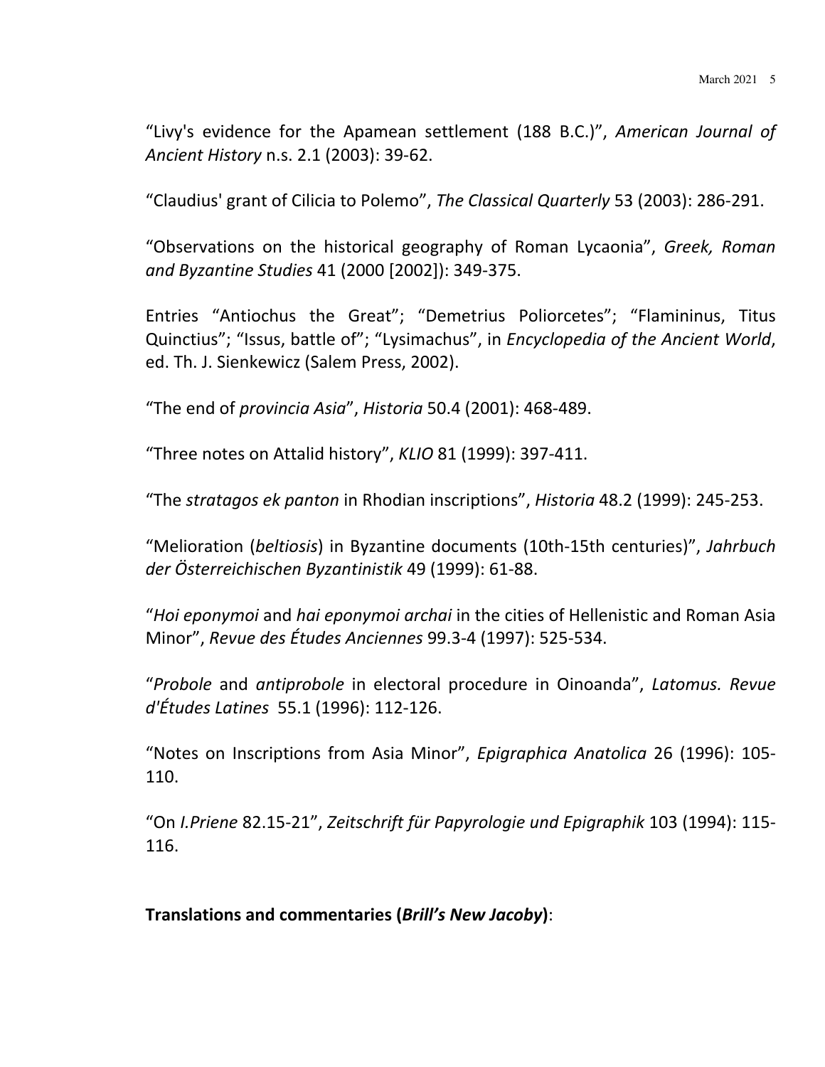"Livy's evidence for the Apamean settlement (188 B.C.)", *American Journal of Ancient History* n.s. 2.1 (2003): 39-62.

"Claudius' grant of Cilicia to Polemo", *The Classical Quarterly* 53 (2003): 286-291.

"Observations on the historical geography of Roman Lycaonia", *Greek, Roman and Byzantine Studies* 41 (2000 [2002]): 349-375.

Entries "Antiochus the Great"; "Demetrius Poliorcetes"; "Flamininus, Titus Quinctius"; "Issus, battle of"; "Lysimachus", in *Encyclopedia of the Ancient World*, ed. Th. J. Sienkewicz (Salem Press, 2002).

"The end of *provincia Asia*", *Historia* 50.4 (2001): 468-489.

"Three notes on Attalid history", *KLIO* 81 (1999): 397-411.

"The *stratagos ek panton* in Rhodian inscriptions", *Historia* 48.2 (1999): 245-253.

"Melioration (*beltiosis*) in Byzantine documents (10th-15th centuries)", *Jahrbuch der Österreichischen Byzantinistik* 49 (1999): 61-88.

"*Hoi eponymoi* and *hai eponymoi archai* in the cities of Hellenistic and Roman Asia Minor", *Revue des Études Anciennes* 99.3-4 (1997): 525-534.

"*Probole* and *antiprobole* in electoral procedure in Oinoanda", *Latomus. Revue d'Études Latines* 55.1 (1996): 112-126.

"Notes on Inscriptions from Asia Minor", *Epigraphica Anatolica* 26 (1996): 105-110.

"On *I.Priene* 82.15-21", *Zeitschrift für Papyrologie und Epigraphik* 103 (1994): 115-116.

**Translations and commentaries (*Brill's New Jacoby*)**: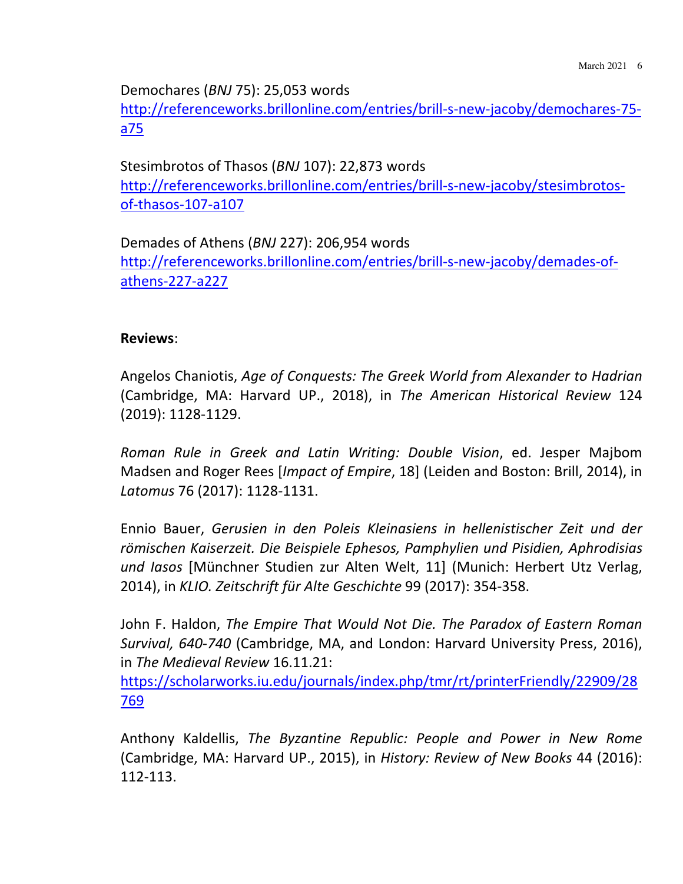Demochares (*BNJ* 75): 25,053 words
http://referenceworks.brillonline.com/entries/brill-s-new-jacoby/demochares-75-a75

Stesimbrotos of Thasos (*BNJ* 107): 22,873 words
http://referenceworks.brillonline.com/entries/brill-s-new-jacoby/stesimbrotos-of-thasos-107-a107

Demades of Athens (*BNJ* 227): 206,954 words
http://referenceworks.brillonline.com/entries/brill-s-new-jacoby/demades-of-athens-227-a227

**Reviews**:

Angelos Chaniotis, *Age of Conquests: The Greek World from Alexander to Hadrian* (Cambridge, MA: Harvard UP., 2018), in *The American Historical Review* 124 (2019): 1128-1129.

*Roman Rule in Greek and Latin Writing: Double Vision*, ed. Jesper Majbom Madsen and Roger Rees [*Impact of Empire*, 18] (Leiden and Boston: Brill, 2014), in *Latomus* 76 (2017): 1128-1131.

Ennio Bauer, *Gerusien in den Poleis Kleinasiens in hellenistischer Zeit und der römischen Kaiserzeit. Die Beispiele Ephesos, Pamphylien und Pisidien, Aphrodisias und Iasos* [Münchner Studien zur Alten Welt, 11] (Munich: Herbert Utz Verlag, 2014), in *KLIO. Zeitschrift für Alte Geschichte* 99 (2017): 354-358.

John F. Haldon, *The Empire That Would Not Die. The Paradox of Eastern Roman Survival, 640-740* (Cambridge, MA, and London: Harvard University Press, 2016), in *The Medieval Review* 16.11.21:
https://scholarworks.iu.edu/journals/index.php/tmr/rt/printerFriendly/22909/28769

Anthony Kaldellis, *The Byzantine Republic: People and Power in New Rome* (Cambridge, MA: Harvard UP., 2015), in *History: Review of New Books* 44 (2016): 112-113.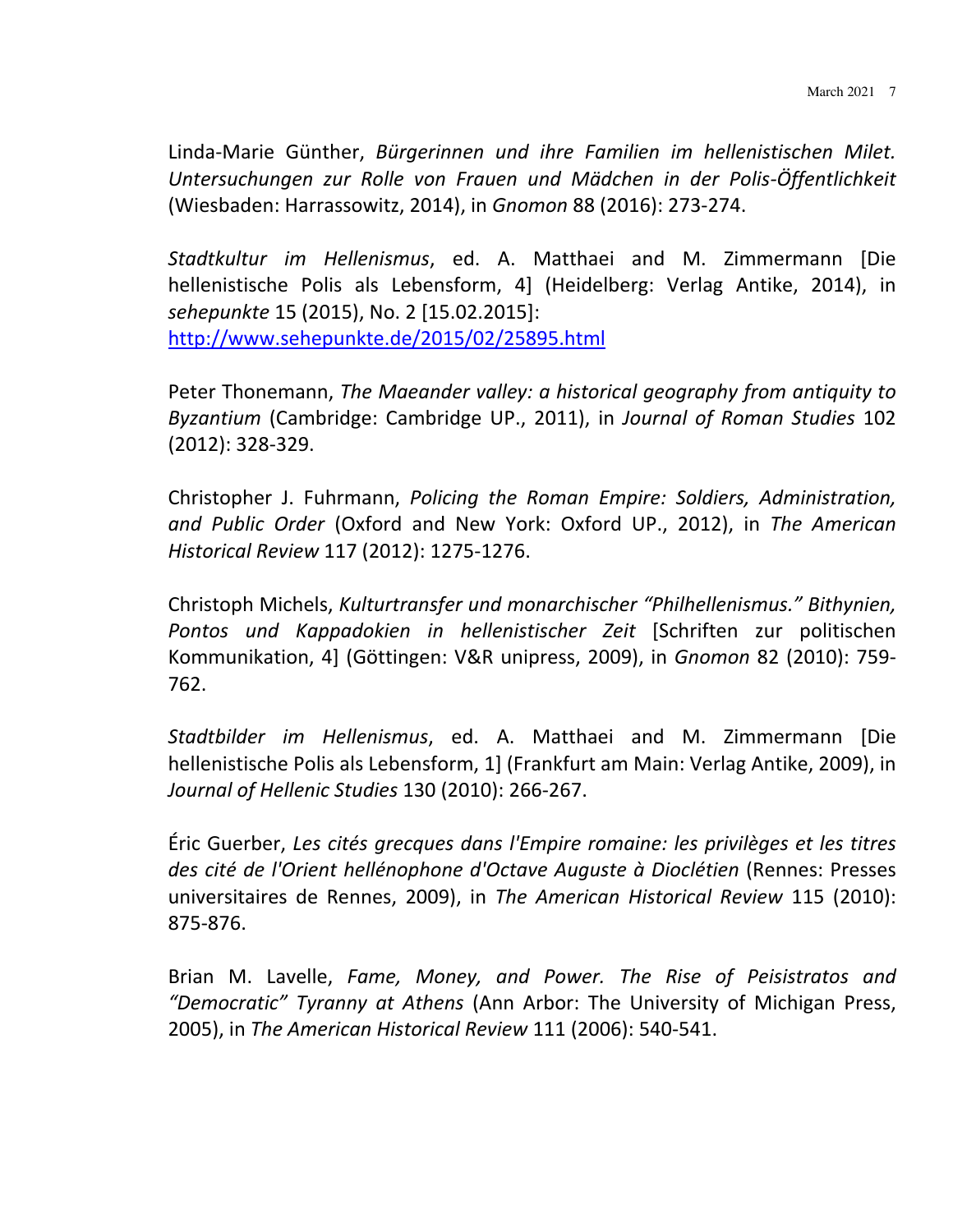Linda-Marie Günther, *Bürgerinnen und ihre Familien im hellenistischen Milet. Untersuchungen zur Rolle von Frauen und Mädchen in der Polis-Öffentlichkeit* (Wiesbaden: Harrassowitz, 2014), in *Gnomon* 88 (2016): 273-274.

*Stadtkultur im Hellenismus*, ed. A. Matthaei and M. Zimmermann [Die hellenistische Polis als Lebensform, 4] (Heidelberg: Verlag Antike, 2014), in *sehepunkte* 15 (2015), No. 2 [15.02.2015]: http://www.sehepunkte.de/2015/02/25895.html

Peter Thonemann, *The Maeander valley: a historical geography from antiquity to Byzantium* (Cambridge: Cambridge UP., 2011), in *Journal of Roman Studies* 102 (2012): 328-329.

Christopher J. Fuhrmann, *Policing the Roman Empire: Soldiers, Administration, and Public Order* (Oxford and New York: Oxford UP., 2012), in *The American Historical Review* 117 (2012): 1275-1276.

Christoph Michels, *Kulturtransfer und monarchischer "Philhellenismus." Bithynien, Pontos und Kappadokien in hellenistischer Zeit* [Schriften zur politischen Kommunikation, 4] (Göttingen: V&R unipress, 2009), in *Gnomon* 82 (2010): 759-762.

*Stadtbilder im Hellenismus*, ed. A. Matthaei and M. Zimmermann [Die hellenistische Polis als Lebensform, 1] (Frankfurt am Main: Verlag Antike, 2009), in *Journal of Hellenic Studies* 130 (2010): 266-267.

Éric Guerber, *Les cités grecques dans l'Empire romaine: les privilèges et les titres des cité de l'Orient hellénophone d'Octave Auguste à Dioclétien* (Rennes: Presses universitaires de Rennes, 2009), in *The American Historical Review* 115 (2010): 875-876.

Brian M. Lavelle, *Fame, Money, and Power. The Rise of Peisistratos and "Democratic" Tyranny at Athens* (Ann Arbor: The University of Michigan Press, 2005), in *The American Historical Review* 111 (2006): 540-541.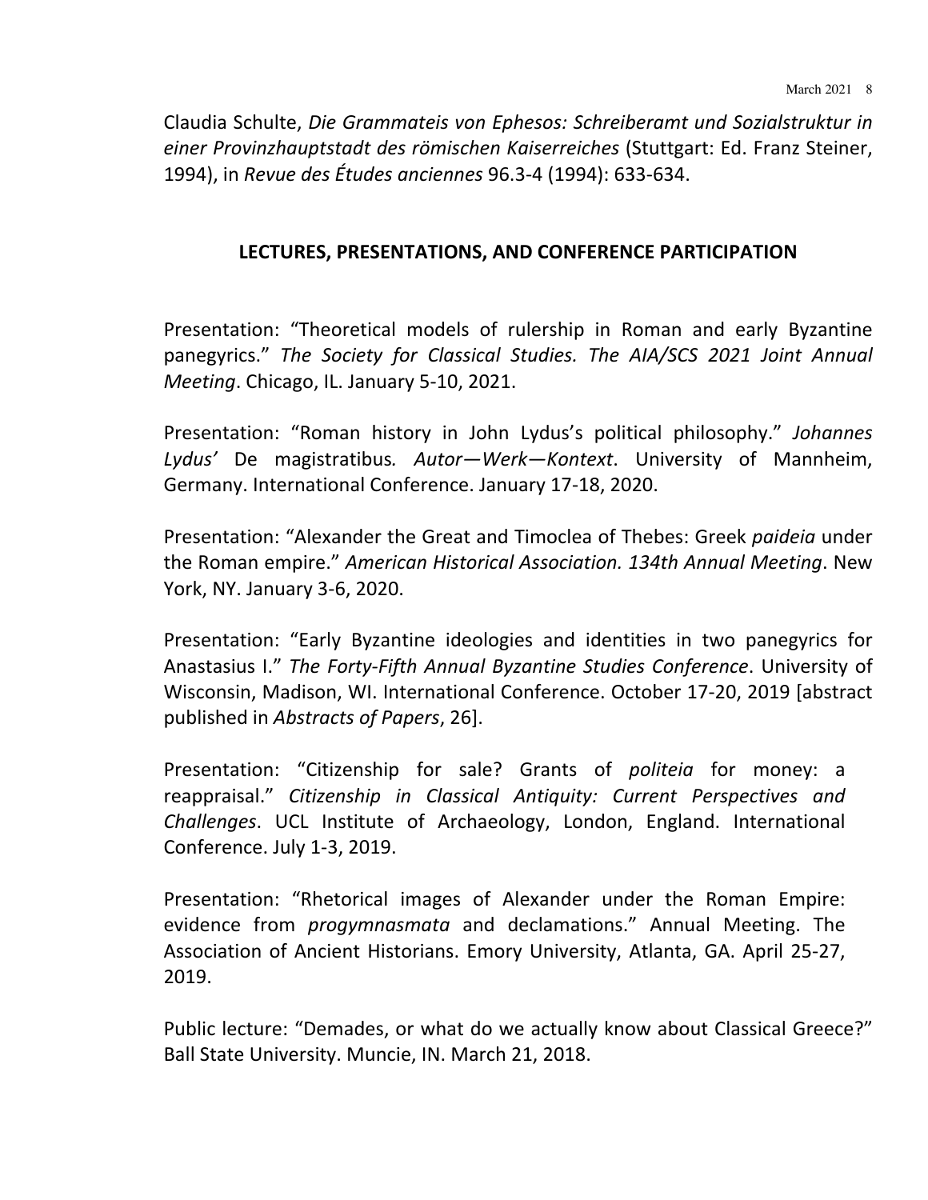Claudia Schulte, *Die Grammateis von Ephesos: Schreiberamt und Sozialstruktur in einer Provinzhauptstadt des römischen Kaiserreiches* (Stuttgart: Ed. Franz Steiner, 1994), in *Revue des Études anciennes* 96.3-4 (1994): 633-634.

## LECTURES, PRESENTATIONS, AND CONFERENCE PARTICIPATION

Presentation: "Theoretical models of rulership in Roman and early Byzantine panegyrics." *The Society for Classical Studies. The AIA/SCS 2021 Joint Annual Meeting*. Chicago, IL. January 5-10, 2021.

Presentation: "Roman history in John Lydus's political philosophy." *Johannes Lydus'* De magistratibus*. Autor—Werk—Kontext*. University of Mannheim, Germany. International Conference. January 17-18, 2020.

Presentation: "Alexander the Great and Timoclea of Thebes: Greek *paideia* under the Roman empire." *American Historical Association. 134th Annual Meeting*. New York, NY. January 3-6, 2020.

Presentation: "Early Byzantine ideologies and identities in two panegyrics for Anastasius I." *The Forty-Fifth Annual Byzantine Studies Conference*. University of Wisconsin, Madison, WI. International Conference. October 17-20, 2019 [abstract published in *Abstracts of Papers*, 26].

Presentation: "Citizenship for sale? Grants of *politeia* for money: a reappraisal." *Citizenship in Classical Antiquity: Current Perspectives and Challenges*. UCL Institute of Archaeology, London, England. International Conference. July 1-3, 2019.

Presentation: "Rhetorical images of Alexander under the Roman Empire: evidence from *progymnasmata* and declamations." Annual Meeting. The Association of Ancient Historians. Emory University, Atlanta, GA. April 25-27, 2019.

Public lecture: "Demades, or what do we actually know about Classical Greece?" Ball State University. Muncie, IN. March 21, 2018.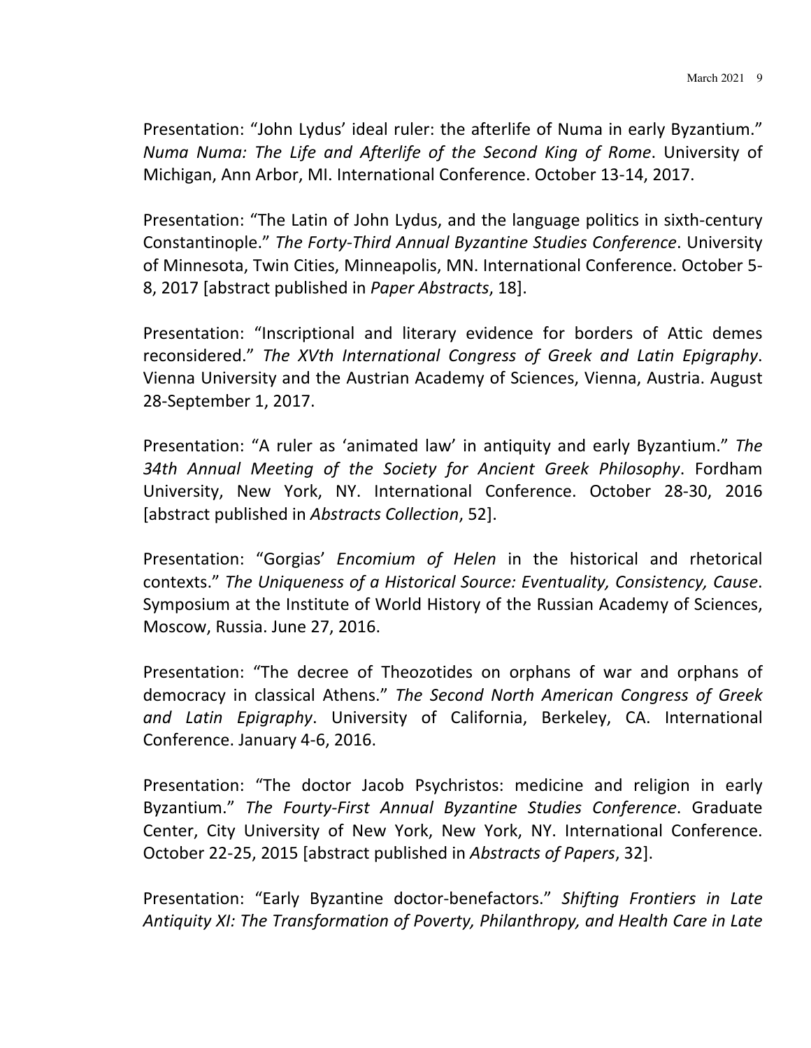Presentation: "John Lydus' ideal ruler: the afterlife of Numa in early Byzantium." *Numa Numa: The Life and Afterlife of the Second King of Rome*. University of Michigan, Ann Arbor, MI. International Conference. October 13-14, 2017.

Presentation: "The Latin of John Lydus, and the language politics in sixth-century Constantinople." *The Forty-Third Annual Byzantine Studies Conference*. University of Minnesota, Twin Cities, Minneapolis, MN. International Conference. October 5-8, 2017 [abstract published in *Paper Abstracts*, 18].

Presentation: "Inscriptional and literary evidence for borders of Attic demes reconsidered." *The XVth International Congress of Greek and Latin Epigraphy*. Vienna University and the Austrian Academy of Sciences, Vienna, Austria. August 28-September 1, 2017.

Presentation: "A ruler as 'animated law' in antiquity and early Byzantium." *The 34th Annual Meeting of the Society for Ancient Greek Philosophy*. Fordham University, New York, NY. International Conference. October 28-30, 2016 [abstract published in *Abstracts Collection*, 52].

Presentation: "Gorgias' *Encomium of Helen* in the historical and rhetorical contexts." *The Uniqueness of a Historical Source: Eventuality, Consistency, Cause*. Symposium at the Institute of World History of the Russian Academy of Sciences, Moscow, Russia. June 27, 2016.

Presentation: "The decree of Theozotides on orphans of war and orphans of democracy in classical Athens." *The Second North American Congress of Greek and Latin Epigraphy*. University of California, Berkeley, CA. International Conference. January 4-6, 2016.

Presentation: "The doctor Jacob Psychristos: medicine and religion in early Byzantium." *The Fourty-First Annual Byzantine Studies Conference*. Graduate Center, City University of New York, New York, NY. International Conference. October 22-25, 2015 [abstract published in *Abstracts of Papers*, 32].

Presentation: "Early Byzantine doctor-benefactors." *Shifting Frontiers in Late Antiquity XI: The Transformation of Poverty, Philanthropy, and Health Care in Late*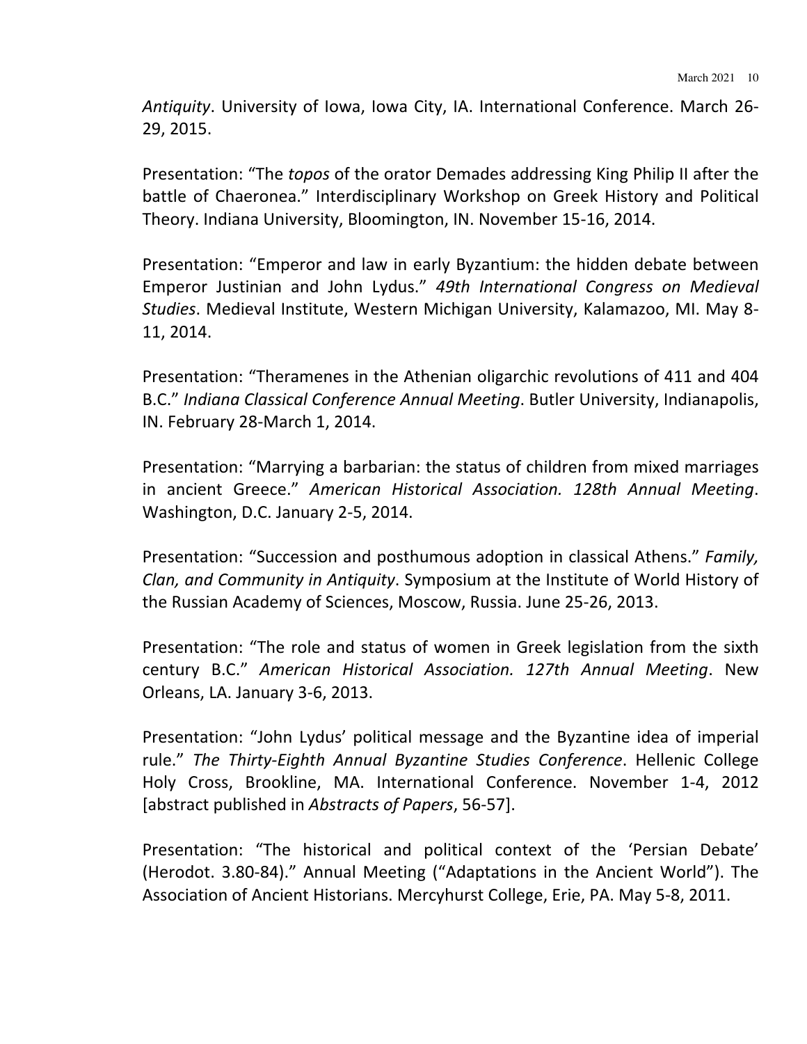*Antiquity*. University of Iowa, Iowa City, IA. International Conference. March 26-29, 2015.

Presentation: "The *topos* of the orator Demades addressing King Philip II after the battle of Chaeronea." Interdisciplinary Workshop on Greek History and Political Theory. Indiana University, Bloomington, IN. November 15-16, 2014.

Presentation: "Emperor and law in early Byzantium: the hidden debate between Emperor Justinian and John Lydus." *49th International Congress on Medieval Studies*. Medieval Institute, Western Michigan University, Kalamazoo, MI. May 8-11, 2014.

Presentation: "Theramenes in the Athenian oligarchic revolutions of 411 and 404 B.C." *Indiana Classical Conference Annual Meeting*. Butler University, Indianapolis, IN. February 28-March 1, 2014.

Presentation: "Marrying a barbarian: the status of children from mixed marriages in ancient Greece." *American Historical Association. 128th Annual Meeting*. Washington, D.C. January 2-5, 2014.

Presentation: "Succession and posthumous adoption in classical Athens." *Family, Clan, and Community in Antiquity*. Symposium at the Institute of World History of the Russian Academy of Sciences, Moscow, Russia. June 25-26, 2013.

Presentation: "The role and status of women in Greek legislation from the sixth century B.C." *American Historical Association. 127th Annual Meeting*. New Orleans, LA. January 3-6, 2013.

Presentation: "John Lydus' political message and the Byzantine idea of imperial rule." *The Thirty-Eighth Annual Byzantine Studies Conference*. Hellenic College Holy Cross, Brookline, MA. International Conference. November 1-4, 2012 [abstract published in *Abstracts of Papers*, 56-57].

Presentation: "The historical and political context of the 'Persian Debate' (Herodot. 3.80-84)." Annual Meeting ("Adaptations in the Ancient World"). The Association of Ancient Historians. Mercyhurst College, Erie, PA. May 5-8, 2011.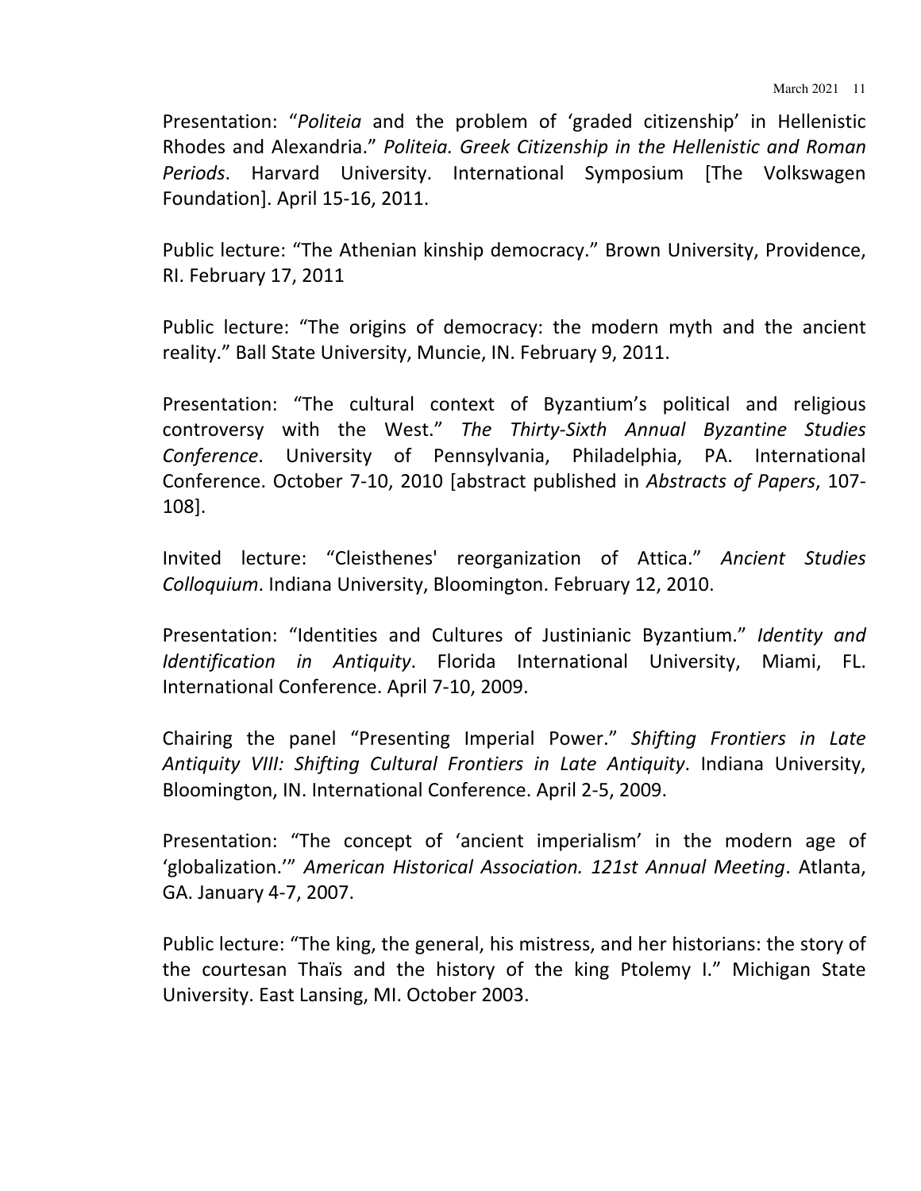Presentation: "*Politeia* and the problem of 'graded citizenship' in Hellenistic Rhodes and Alexandria." *Politeia. Greek Citizenship in the Hellenistic and Roman Periods*. Harvard University. International Symposium [The Volkswagen Foundation]. April 15-16, 2011.

Public lecture: "The Athenian kinship democracy." Brown University, Providence, RI. February 17, 2011

Public lecture: "The origins of democracy: the modern myth and the ancient reality." Ball State University, Muncie, IN. February 9, 2011.

Presentation: "The cultural context of Byzantium's political and religious controversy with the West." *The Thirty-Sixth Annual Byzantine Studies Conference*. University of Pennsylvania, Philadelphia, PA. International Conference. October 7-10, 2010 [abstract published in *Abstracts of Papers*, 107-108].

Invited lecture: "Cleisthenes' reorganization of Attica." *Ancient Studies Colloquium*. Indiana University, Bloomington. February 12, 2010.

Presentation: "Identities and Cultures of Justinianic Byzantium." *Identity and Identification in Antiquity*. Florida International University, Miami, FL. International Conference. April 7-10, 2009.

Chairing the panel "Presenting Imperial Power." *Shifting Frontiers in Late Antiquity VIII: Shifting Cultural Frontiers in Late Antiquity*. Indiana University, Bloomington, IN. International Conference. April 2-5, 2009.

Presentation: "The concept of 'ancient imperialism' in the modern age of 'globalization.'" *American Historical Association. 121st Annual Meeting*. Atlanta, GA. January 4-7, 2007.

Public lecture: "The king, the general, his mistress, and her historians: the story of the courtesan Thaïs and the history of the king Ptolemy I." Michigan State University. East Lansing, MI. October 2003.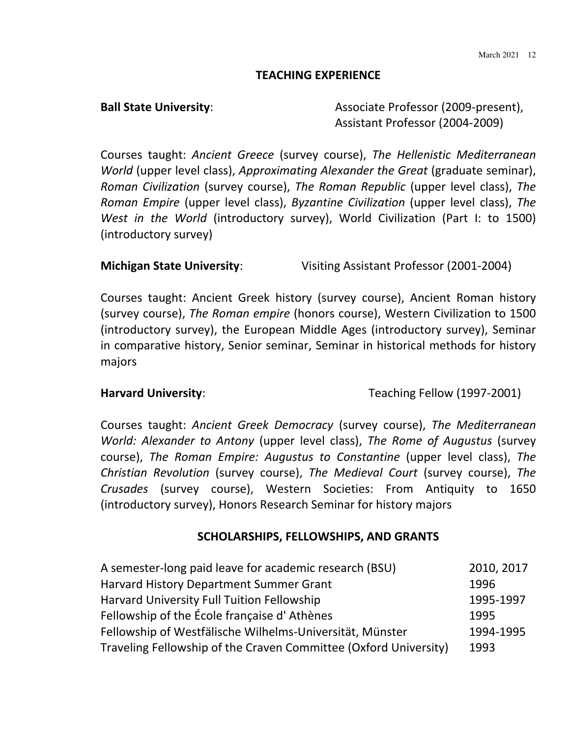## TEACHING EXPERIENCE

**Ball State University**: Associate Professor (2009-present), Assistant Professor (2004-2009)

Courses taught: *Ancient Greece* (survey course), *The Hellenistic Mediterranean World* (upper level class), *Approximating Alexander the Great* (graduate seminar), *Roman Civilization* (survey course), *The Roman Republic* (upper level class), *The Roman Empire* (upper level class), *Byzantine Civilization* (upper level class), *The West in the World* (introductory survey), World Civilization (Part I: to 1500) (introductory survey)

**Michigan State University**: Visiting Assistant Professor (2001-2004)

Courses taught: Ancient Greek history (survey course), Ancient Roman history (survey course), *The Roman empire* (honors course), Western Civilization to 1500 (introductory survey), the European Middle Ages (introductory survey), Seminar in comparative history, Senior seminar, Seminar in historical methods for history majors

**Harvard University**: Teaching Fellow (1997-2001)

Courses taught: *Ancient Greek Democracy* (survey course), *The Mediterranean World: Alexander to Antony* (upper level class), *The Rome of Augustus* (survey course), *The Roman Empire: Augustus to Constantine* (upper level class), *The Christian Revolution* (survey course), *The Medieval Court* (survey course), *The Crusades* (survey course), Western Societies: From Antiquity to 1650 (introductory survey), Honors Research Seminar for history majors

## SCHOLARSHIPS, FELLOWSHIPS, AND GRANTS

| | |
|---|---|
| A semester-long paid leave for academic research (BSU) | 2010, 2017 |
| Harvard History Department Summer Grant | 1996 |
| Harvard University Full Tuition Fellowship | 1995-1997 |
| Fellowship of the École française d' Athènes | 1995 |
| Fellowship of Westfälische Wilhelms-Universität, Münster | 1994-1995 |
| Traveling Fellowship of the Craven Committee (Oxford University) | 1993 |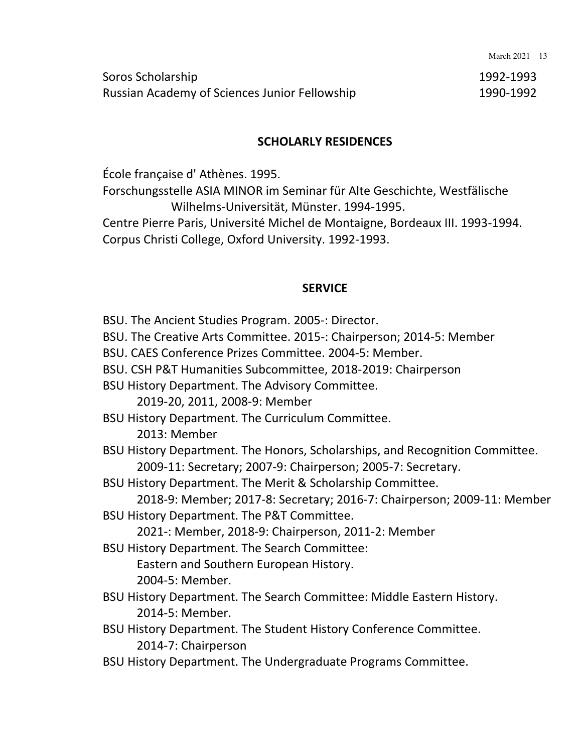Soros Scholarship 1992-1993

Russian Academy of Sciences Junior Fellowship 1990-1992

## SCHOLARLY RESIDENCES

École française d' Athènes. 1995.

Forschungsstelle ASIA MINOR im Seminar für Alte Geschichte, Westfälische Wilhelms-Universität, Münster. 1994-1995.

Centre Pierre Paris, Université Michel de Montaigne, Bordeaux III. 1993-1994.

Corpus Christi College, Oxford University. 1992-1993.

## SERVICE

BSU. The Ancient Studies Program. 2005-: Director.

BSU. The Creative Arts Committee. 2015-: Chairperson; 2014-5: Member

BSU. CAES Conference Prizes Committee. 2004-5: Member.

BSU. CSH P&T Humanities Subcommittee, 2018-2019: Chairperson

BSU History Department. The Advisory Committee.
 2019-20, 2011, 2008-9: Member

BSU History Department. The Curriculum Committee.
 2013: Member

BSU History Department. The Honors, Scholarships, and Recognition Committee.
 2009-11: Secretary; 2007-9: Chairperson; 2005-7: Secretary.

BSU History Department. The Merit & Scholarship Committee.
 2018-9: Member; 2017-8: Secretary; 2016-7: Chairperson; 2009-11: Member

BSU History Department. The P&T Committee.
 2021-: Member, 2018-9: Chairperson, 2011-2: Member

BSU History Department. The Search Committee:
 Eastern and Southern European History.
 2004-5: Member.

BSU History Department. The Search Committee: Middle Eastern History.
 2014-5: Member.

BSU History Department. The Student History Conference Committee.
 2014-7: Chairperson

BSU History Department. The Undergraduate Programs Committee.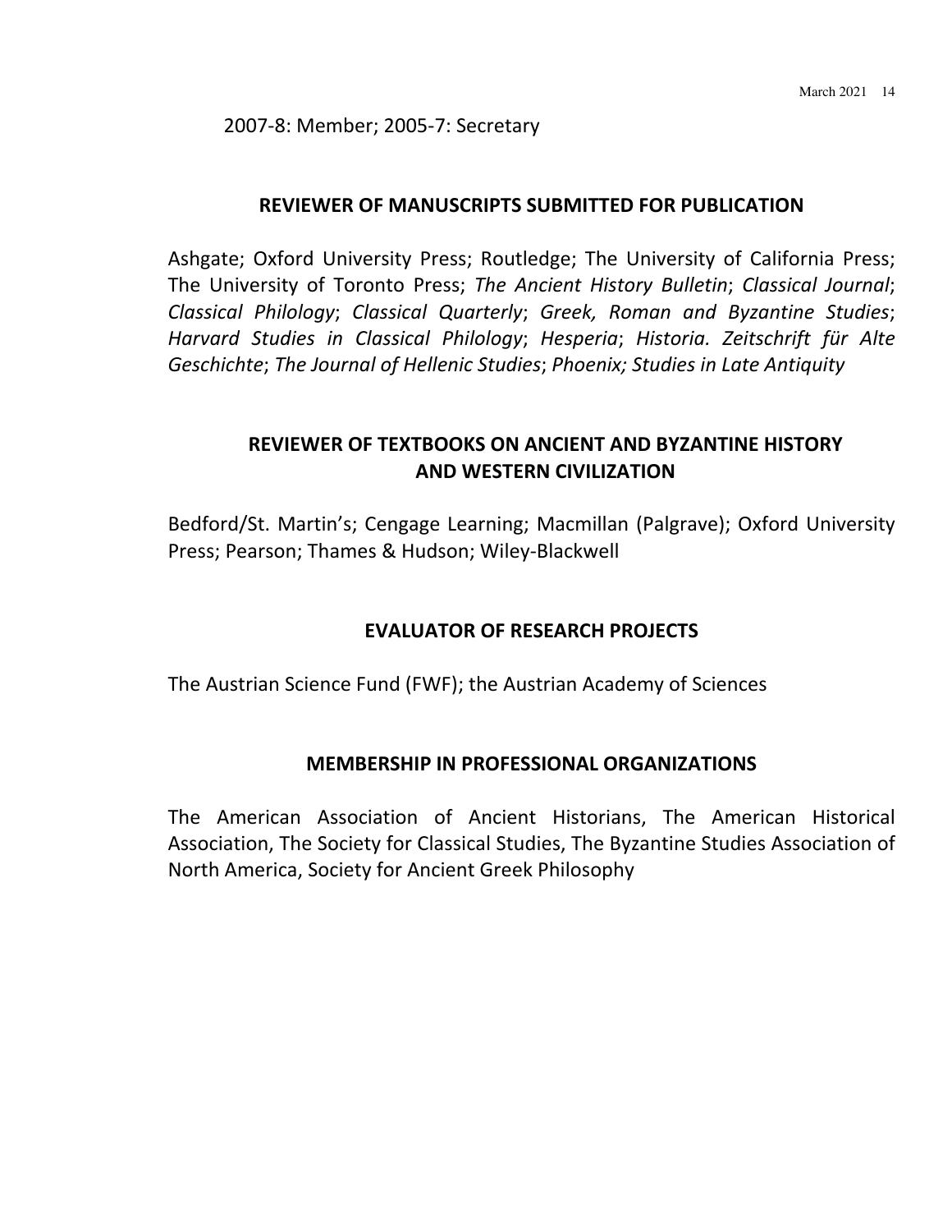2007-8: Member; 2005-7: Secretary

## REVIEWER OF MANUSCRIPTS SUBMITTED FOR PUBLICATION

Ashgate; Oxford University Press; Routledge; The University of California Press; The University of Toronto Press; *The Ancient History Bulletin*; *Classical Journal*; *Classical Philology*; *Classical Quarterly*; *Greek, Roman and Byzantine Studies*; *Harvard Studies in Classical Philology*; *Hesperia*; *Historia. Zeitschrift für Alte Geschichte*; *The Journal of Hellenic Studies*; *Phoenix; Studies in Late Antiquity*

## REVIEWER OF TEXTBOOKS ON ANCIENT AND BYZANTINE HISTORY AND WESTERN CIVILIZATION

Bedford/St. Martin's; Cengage Learning; Macmillan (Palgrave); Oxford University Press; Pearson; Thames & Hudson; Wiley-Blackwell

## EVALUATOR OF RESEARCH PROJECTS

The Austrian Science Fund (FWF); the Austrian Academy of Sciences

## MEMBERSHIP IN PROFESSIONAL ORGANIZATIONS

The American Association of Ancient Historians, The American Historical Association, The Society for Classical Studies, The Byzantine Studies Association of North America, Society for Ancient Greek Philosophy